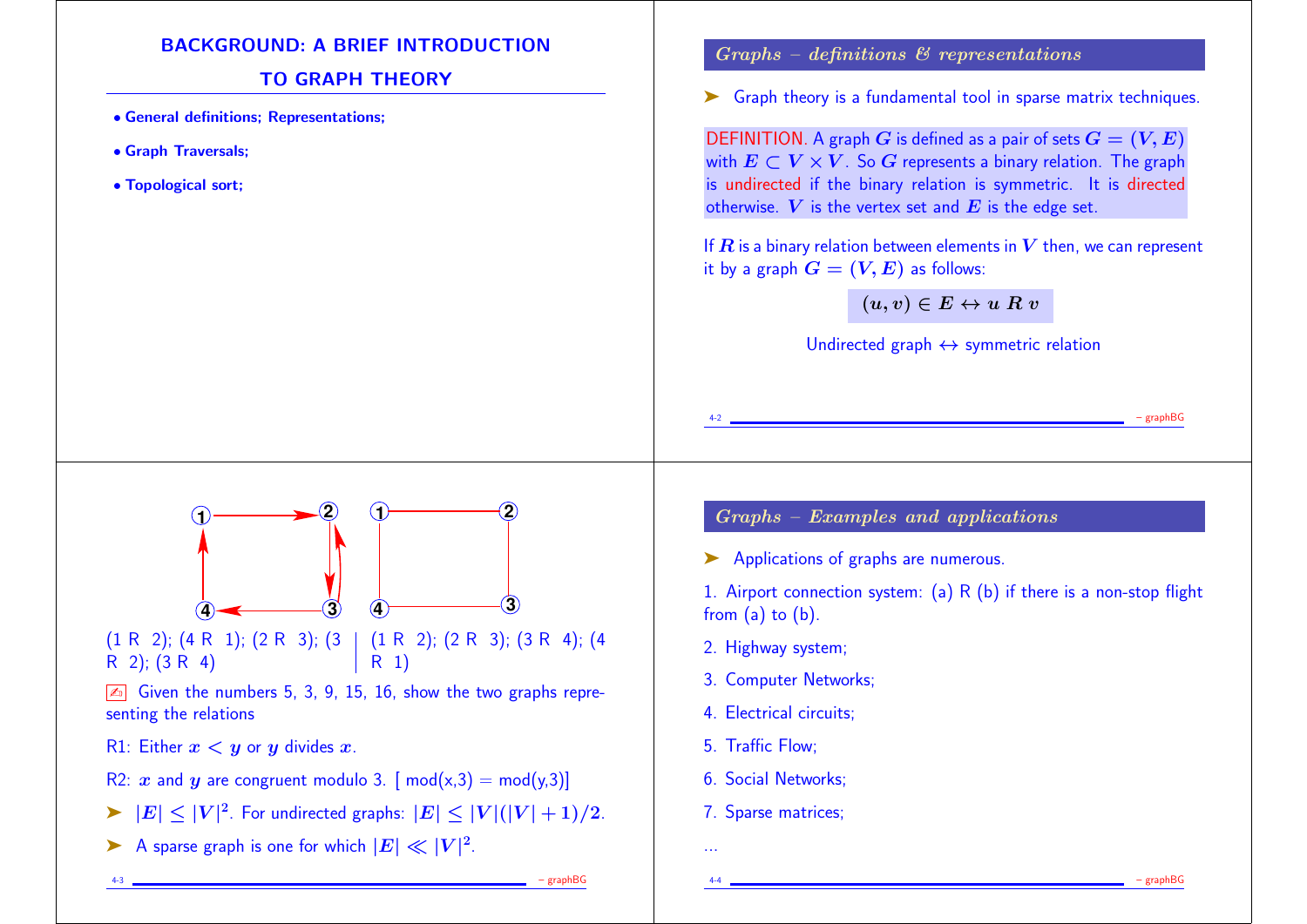# BACKGROUND: A BRIEF INTRODUCTION TO GRAPH THEORY

- **General definitions; Representations;**
- **Graph Traversals;**
- **Topological sort;**

## *Graphs – definitions & representations*

➤ Graph theory is a fundamental tool in sparse matrix techniques.

DEFINITION. A graph $G$ is defined as a pair of sets $G = (V, E)$ with $E \subset V \times V$. So $G$ represents a binary relation. The graph is undirected if the binary relation is symmetric. It is directed otherwise. $V$ is the vertex set and $E$ is the edge set.

If $R$ is a binary relation between elements in $V$ then, we can represent it by a graph $G = (V, E)$ as follows:

$$(u, v) \in E \leftrightarrow u \; R \; v$$

Undirected graph $\leftrightarrow$ symmetric relation

(1 R 2); (4 R 1); (2 R 3); (3 R 2); (3 R 4)

(1 R 2); (2 R 3); (3 R 4); (4 R 1)

✍ Given the numbers 5, 3, 9, 15, 16, show the two graphs representing the relations

R1: Either $x < y$ or $y$ divides $x$.

R2: $x$ and $y$ are congruent modulo 3. [ mod(x,3) = mod(y,3)]

➤ $|E| \leq |V|^2$. For undirected graphs: $|E| \leq |V|(|V| + 1)/2$.

➤ A sparse graph is one for which $|E| \ll |V|^2$.

## *Graphs – Examples and applications*

➤ Applications of graphs are numerous.

1. Airport connection system: (a) R (b) if there is a non-stop flight from (a) to (b).
2. Highway system;
3. Computer Networks;
4. Electrical circuits;
5. Traffic Flow;
6. Social Networks;
7. Sparse matrices;

...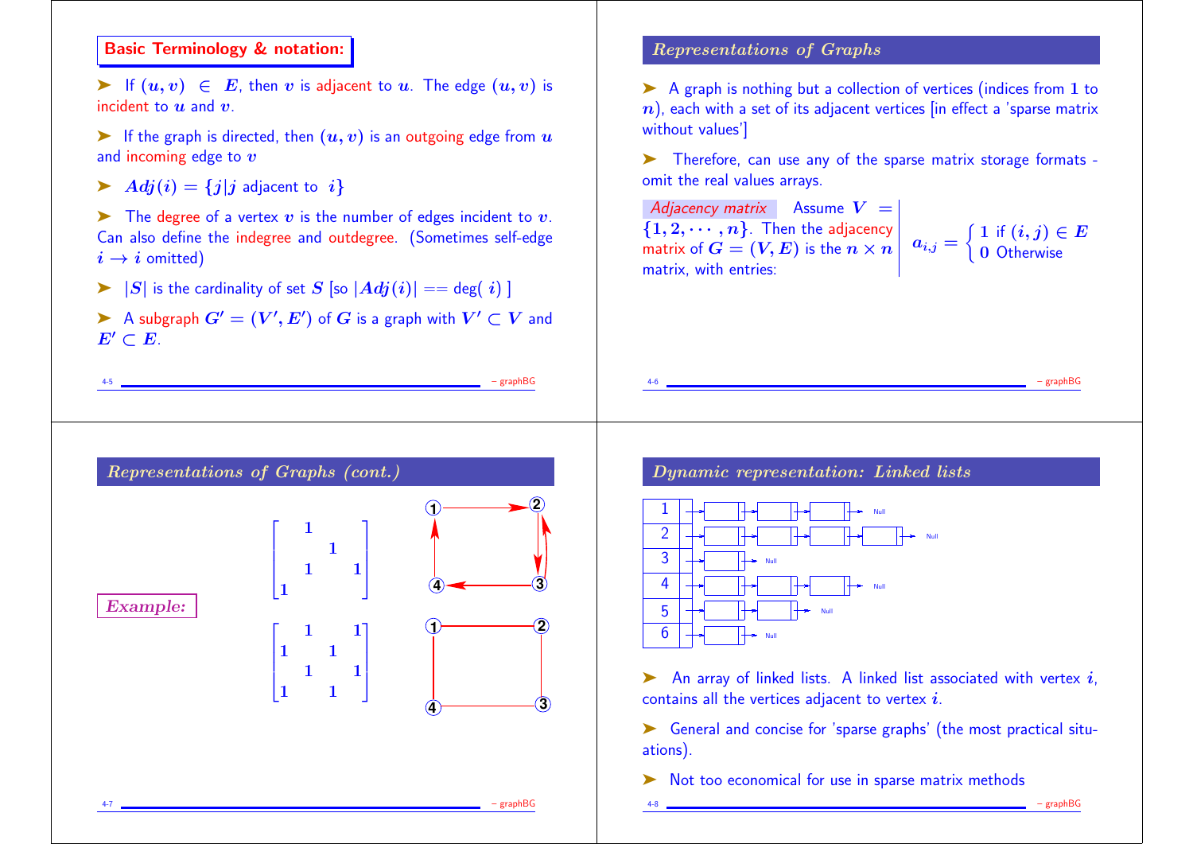## Basic Terminology & notation:

- If $(u, v) \in E$, then $v$ is adjacent to $u$. The edge $(u, v)$ is incident to $u$ and $v$.
- If the graph is directed, then $(u, v)$ is an outgoing edge from $u$ and incoming edge to $v$
- $Adj(i) = \{j | j \text{ adjacent to } i\}$
- The degree of a vertex $v$ is the number of edges incident to $v$. Can also define the indegree and outdegree. (Sometimes self-edge $i \to i$ omitted)
- $|S|$ is the cardinality of set $S$ [so $|Adj(i)| ==$ deg( $i$ ) ]
- A subgraph $G' = (V', E')$ of $G$ is a graph with $V' \subset V$ and $E' \subset E$.

## Representations of Graphs

- A graph is nothing but a collection of vertices (indices from $1$ to $n$), each with a set of its adjacent vertices [in effect a 'sparse matrix without values']
- Therefore, can use any of the sparse matrix storage formats - omit the real values arrays.

*Adjacency matrix* Assume $V = \{1, 2, \cdots, n\}$. Then the adjacency matrix of $G = (V, E)$ is the $n \times n$ matrix, with entries:

$$a_{i,j} = \begin{cases} 1 & \text{if } (i, j) \in E \\ 0 & \text{Otherwise} \end{cases}$$

## Representations of Graphs (cont.)

**Example:**

$$\begin{bmatrix} & 1 & & \\ & & 1 & \\ & 1 & & 1 \\ 1 & & & \end{bmatrix}$$

$$\begin{bmatrix} & 1 & & 1 \\ 1 & & 1 & \\ & 1 & & 1 \\ 1 & & 1 & \end{bmatrix}$$

## Dynamic representation: Linked lists

- An array of linked lists. A linked list associated with vertex $i$, contains all the vertices adjacent to vertex $i$.
- General and concise for 'sparse graphs' (the most practical situations).
- Not too economical for use in sparse matrix methods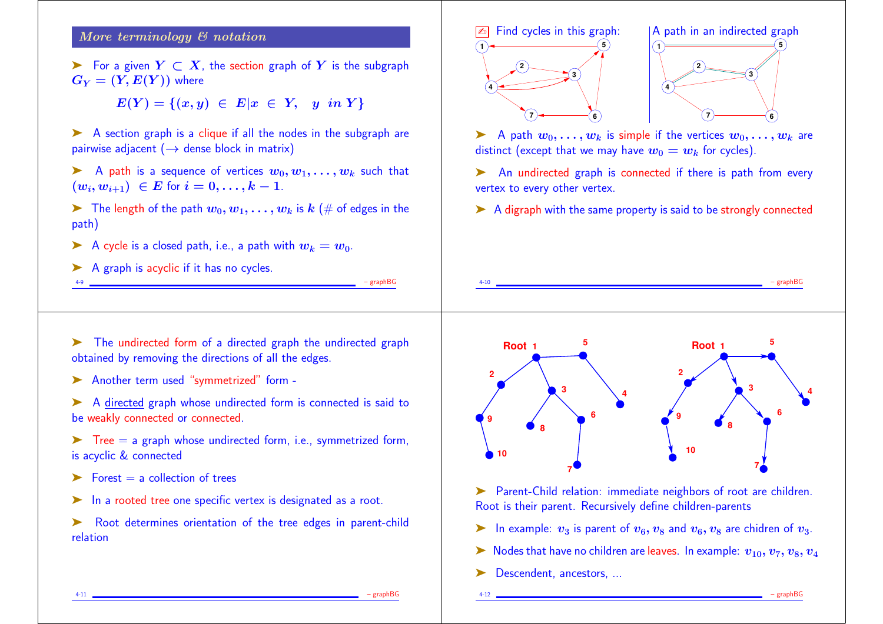## More terminology & notation

- For a given $Y \subset X$, the section graph of $Y$ is the subgraph $G_Y = (Y, E(Y))$ where

$$E(Y) = \{(x,y) \in E | x \in Y, \quad y \ in \ Y\}$$

- A section graph is a clique if all the nodes in the subgraph are pairwise adjacent ($\rightarrow$ dense block in matrix)
- A path is a sequence of vertices $w_0, w_1, \ldots, w_k$ such that $(w_i, w_{i+1}) \in E$ for $i = 0, \ldots, k-1$.
- The length of the path $w_0, w_1, \ldots, w_k$ is $k$ (# of edges in the path)
- A cycle is a closed path, i.e., a path with $w_k = w_0$.
- A graph is acyclic if it has no cycles.

Find cycles in this graph:

A path in an indirected graph

- A path $w_0, \ldots, w_k$ is simple if the vertices $w_0, \ldots, w_k$ are distinct (except that we may have $w_0 = w_k$ for cycles).
- An undirected graph is connected if there is path from every vertex to every other vertex.
- A digraph with the same property is said to be strongly connected

- The undirected form of a directed graph the undirected graph obtained by removing the directions of all the edges.
- Another term used "symmetrized" form -
- A directed graph whose undirected form is connected is said to be weakly connected or connected.
- Tree = a graph whose undirected form, i.e., symmetrized form, is acyclic & connected
- Forest = a collection of trees
- In a rooted tree one specific vertex is designated as a root.
- Root determines orientation of the tree edges in parent-child relation

- Parent-Child relation: immediate neighbors of root are children. Root is their parent. Recursively define children-parents
- In example: $v_3$ is parent of $v_6, v_8$ and $v_6, v_8$ are chidren of $v_3$.
- Nodes that have no children are leaves. In example: $v_{10}, v_7, v_8, v_4$
- Descendent, ancestors, ...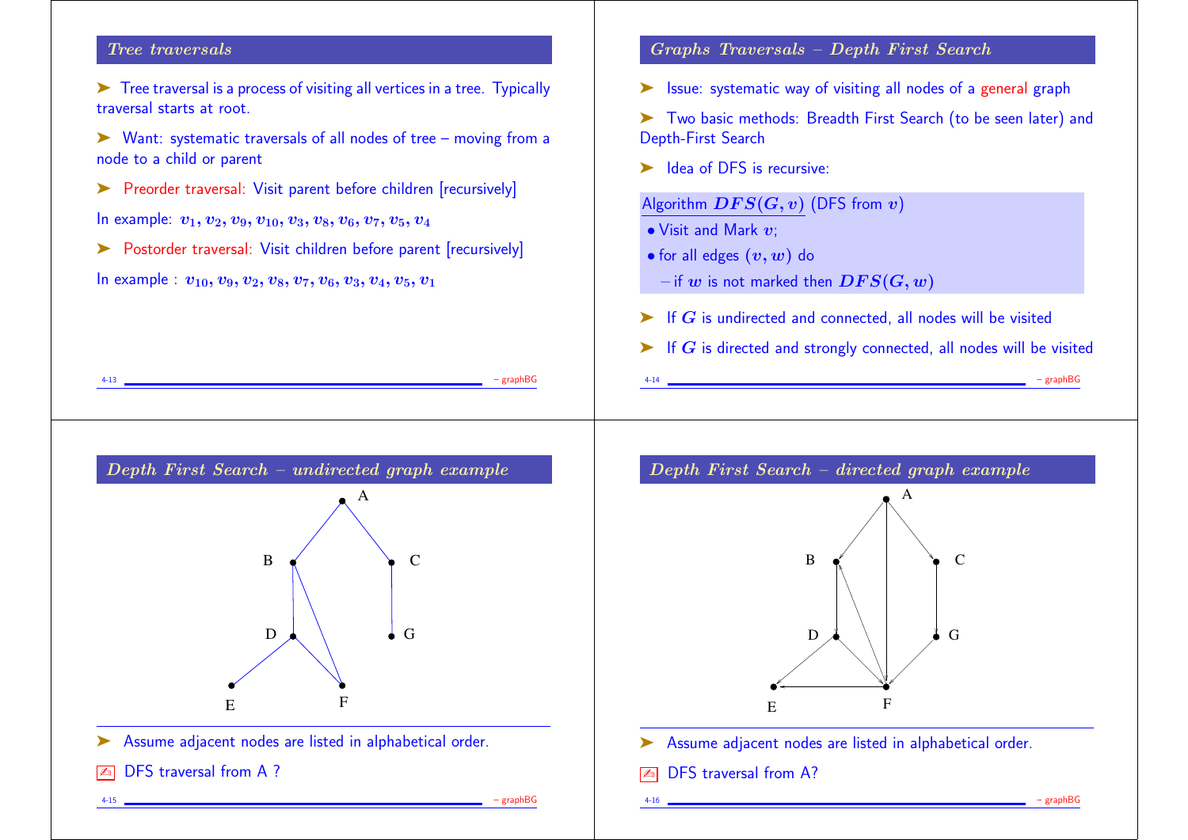## Tree traversals

➤ Tree traversal is a process of visiting all vertices in a tree. Typically traversal starts at root.

➤ Want: systematic traversals of all nodes of tree – moving from a node to a child or parent

➤ Preorder traversal: Visit parent before children [recursively]

In example: $v_1, v_2, v_9, v_{10}, v_3, v_8, v_6, v_7, v_5, v_4$

➤ Postorder traversal: Visit children before parent [recursively]

In example : $v_{10}, v_9, v_2, v_8, v_7, v_6, v_3, v_4, v_5, v_1$

## Graphs Traversals – Depth First Search

➤ Issue: systematic way of visiting all nodes of a general graph

➤ Two basic methods: Breadth First Search (to be seen later) and Depth-First Search

➤ Idea of DFS is recursive:

Algorithm $DFS(G, v)$ (DFS from $v$)

- Visit and Mark $v$;
- for all edges $(v, w)$ do
  - if $w$ is not marked then $DFS(G, w)$

➤ If $G$ is undirected and connected, all nodes will be visited

➤ If $G$ is directed and strongly connected, all nodes will be visited

## Depth First Search – undirected graph example

➤ Assume adjacent nodes are listed in alphabetical order.

✍ DFS traversal from A ?

## Depth First Search – directed graph example

➤ Assume adjacent nodes are listed in alphabetical order.

✍ DFS traversal from A?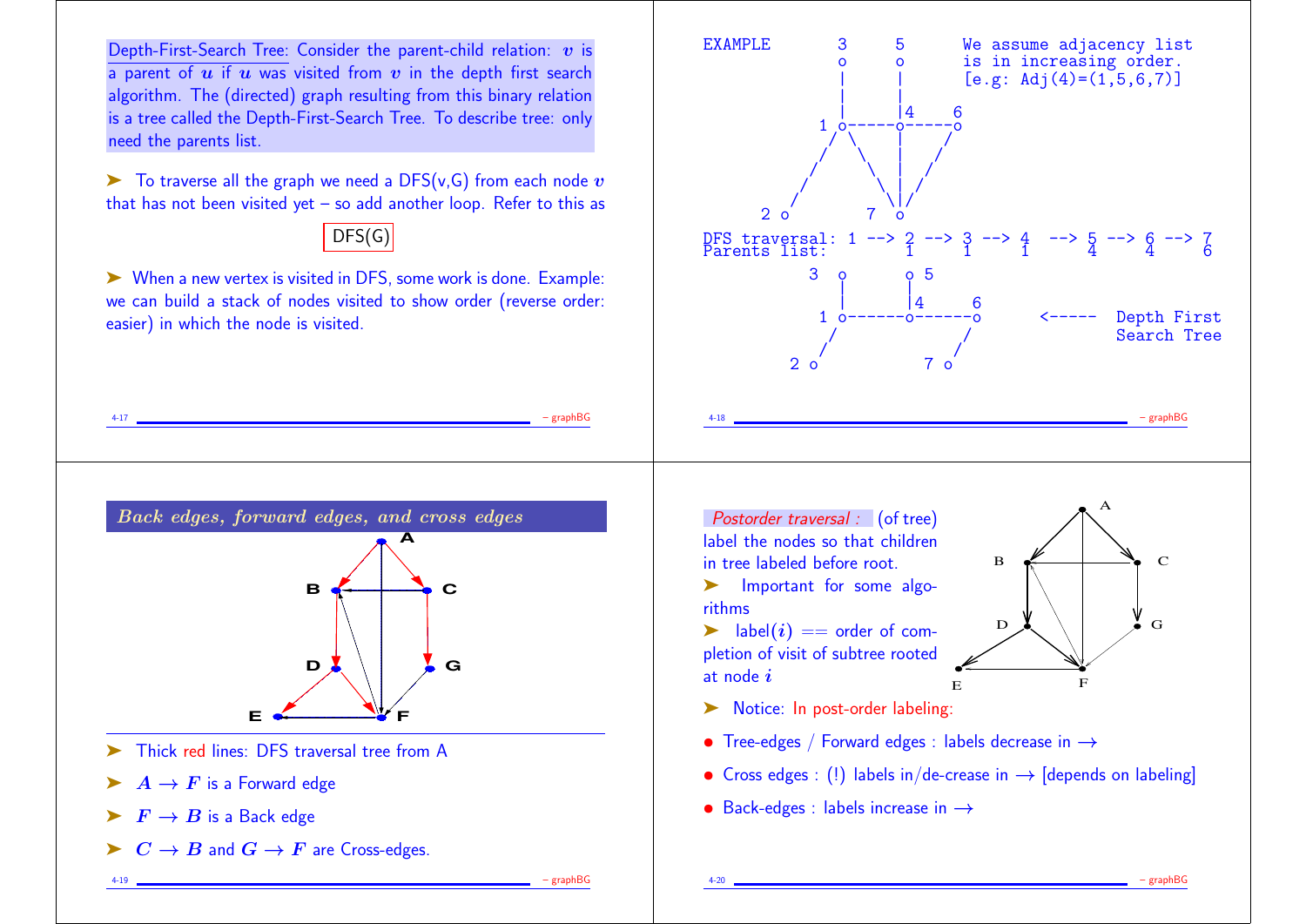Depth-First-Search Tree: Consider the parent-child relation: $v$ is a parent of $u$ if $u$ was visited from $v$ in the depth first search algorithm. The (directed) graph resulting from this binary relation is a tree called the Depth-First-Search Tree. To describe tree: only need the parents list.

➤ To traverse all the graph we need a DFS(v,G) from each node $v$ that has not been visited yet – so add another loop. Refer to this as

DFS(G)

➤ When a new vertex is visited in DFS, some work is done. Example: we can build a stack of nodes visited to show order (reverse order: easier) in which the node is visited.

```
EXAMPLE       3     5      We assume adjacency list
              o     o      is in increasing order.
              |     |      [e.g: Adj(4)=(1,5,6,7)]
              |     |
              |     |4     6
            1 o-----o-----o
             / \    |    /
            /   \   |   /
           /     \  |  /
          /       \ | /
       2 o         7 o

DFS traversal: 1 --> 2 --> 3 --> 4  --> 5 --> 6 --> 7
Parents list:        1     1     1      4     4     6
          3  o      o 5
             |      |
             |      |4     6
           1 o------o------o      <-----  Depth First
            /             /               Search Tree
           /             /
        2 o           7 o
```

## Back edges, forward edges, and cross edges

➤ Thick red lines: DFS traversal tree from A

➤ $A \rightarrow F$ is a Forward edge

➤ $F \rightarrow B$ is a Back edge

➤ $C \rightarrow B$ and $G \rightarrow F$ are Cross-edges.

*Postorder traversal :* (of tree) label the nodes so that children in tree labeled before root.

➤ Important for some algorithms

➤ label($i$) == order of completion of visit of subtree rooted at node $i$

➤ Notice: In post-order labeling:

- Tree-edges / Forward edges : labels decrease in $\rightarrow$
- Cross edges : (!) labels in/de-crease in $\rightarrow$ [depends on labeling]
- Back-edges : labels increase in $\rightarrow$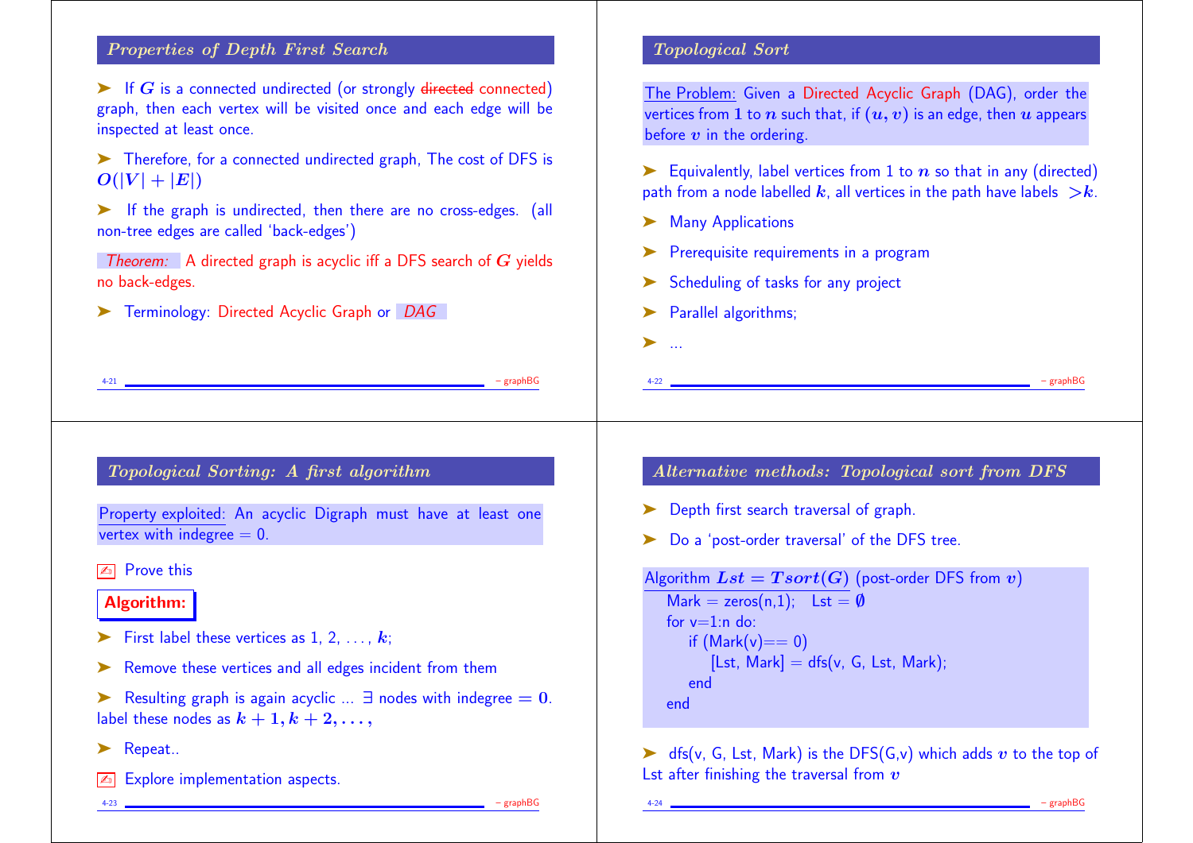## Properties of Depth First Search

- If $G$ is a connected undirected (or strongly ~~directed~~ connected) graph, then each vertex will be visited once and each edge will be inspected at least once.
- Therefore, for a connected undirected graph, The cost of DFS is $O(|V| + |E|)$
- If the graph is undirected, then there are no cross-edges. (all non-tree edges are called 'back-edges')

*Theorem:* A directed graph is acyclic iff a DFS search of $G$ yields no back-edges.

- Terminology: Directed Acyclic Graph or *DAG*

## Topological Sort

The Problem: Given a Directed Acyclic Graph (DAG), order the vertices from $1$ to $n$ such that, if $(u, v)$ is an edge, then $u$ appears before $v$ in the ordering.

- Equivalently, label vertices from 1 to $n$ so that in any (directed) path from a node labelled $k$, all vertices in the path have labels $> k$.
- Many Applications
- Prerequisite requirements in a program
- Scheduling of tasks for any project
- Parallel algorithms;
- ...

## Topological Sorting: A first algorithm

Property exploited: An acyclic Digraph must have at least one vertex with indegree = 0.

✍ Prove this

**Algorithm:**

- First label these vertices as 1, 2, ..., $k$;
- Remove these vertices and all edges incident from them
- Resulting graph is again acyclic ... $\exists$ nodes with indegree $= 0$. label these nodes as $k + 1, k + 2, \ldots,$
- Repeat..

✍ Explore implementation aspects.

## Alternative methods: Topological sort from DFS

- Depth first search traversal of graph.
- Do a 'post-order traversal' of the DFS tree.

Algorithm $Lst = Tsort(G)$ (post-order DFS from $v$)

```
Mark = zeros(n,1);   Lst = ∅
for v=1:n do:
    if (Mark(v)== 0)
        [Lst, Mark] = dfs(v, G, Lst, Mark);
    end
end
```

- dfs(v, G, Lst, Mark) is the DFS(G,v) which adds $v$ to the top of Lst after finishing the traversal from $v$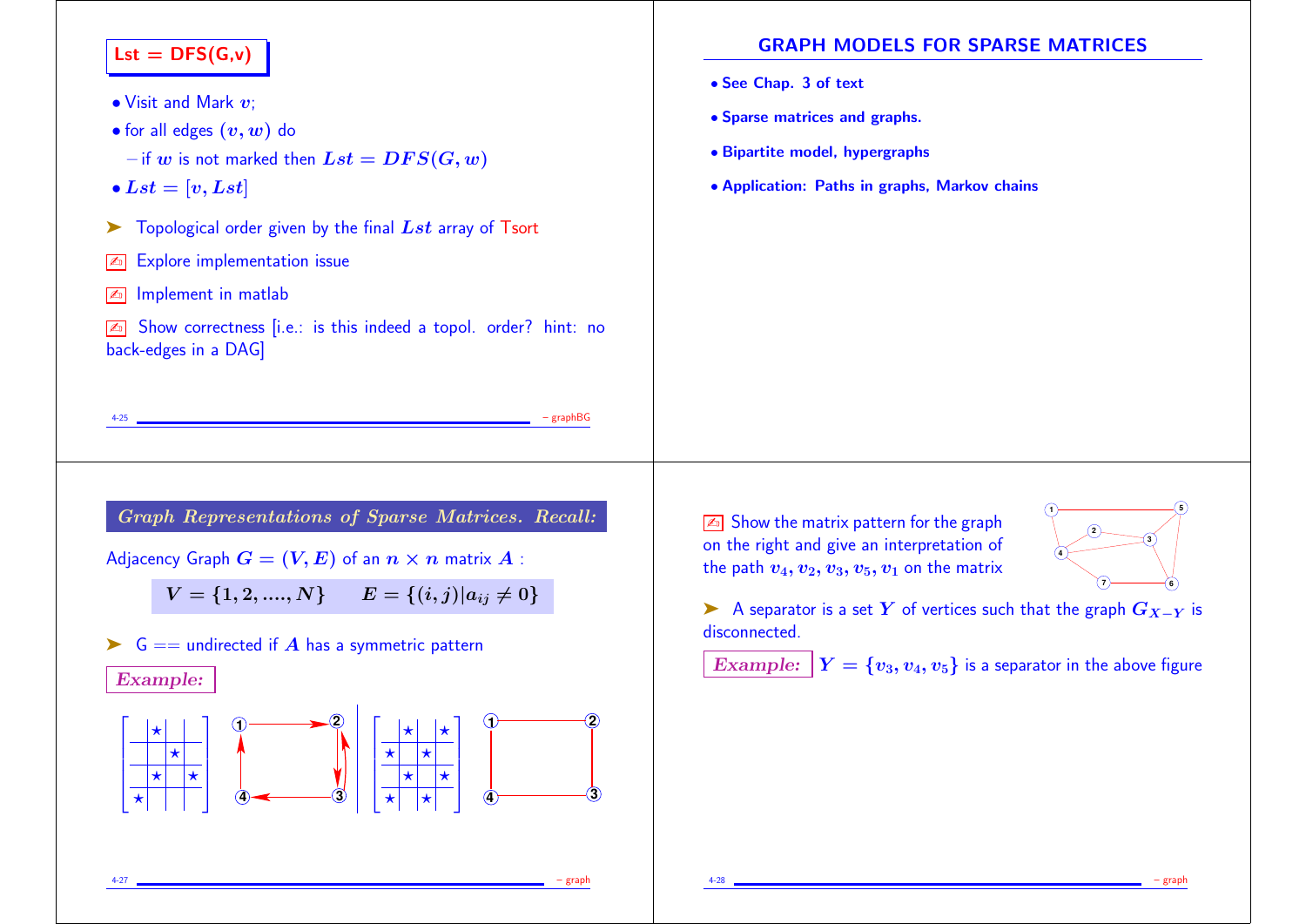## Lst = DFS(G,v)

- Visit and Mark $v$;
- for all edges $(v, w)$ do
  - if $w$ is not marked then $Lst = DFS(G, w)$
- $Lst = [v, Lst]$

➤ Topological order given by the final $Lst$ array of Tsort

✍ Explore implementation issue

✍ Implement in matlab

✍ Show correctness [i.e.: is this indeed a topol. order? hint: no back-edges in a DAG]

## GRAPH MODELS FOR SPARSE MATRICES

- See Chap. 3 of text
- Sparse matrices and graphs.
- Bipartite model, hypergraphs
- Application: Paths in graphs, Markov chains

### *Graph Representations of Sparse Matrices. Recall:*

Adjacency Graph $G = (V, E)$ of an $n \times n$ matrix $A$ :

$$V = \{1, 2, ...., N\} \qquad E = \{(i, j) | a_{ij} \neq 0\}$$

➤ G == undirected if $A$ has a symmetric pattern

***Example:***

✍ Show the matrix pattern for the graph on the right and give an interpretation of the path $v_4, v_2, v_3, v_5, v_1$ on the matrix

➤ A separator is a set $Y$ of vertices such that the graph $G_{X-Y}$ is disconnected.

***Example:*** $Y = \{v_3, v_4, v_5\}$ is a separator in the above figure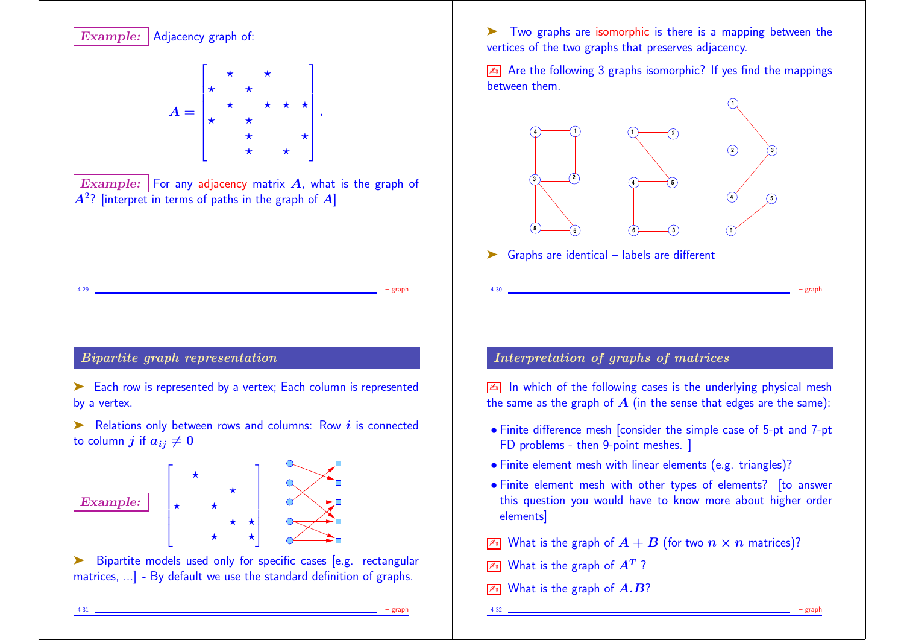**Example:** Adjacency graph of:

$$A = \begin{bmatrix} & \star & & \star & & \\ \star & & \star & & & \\ & \star & & \star & \star & \star \\ \star & & \star & & & \\ & & \star & & & \star \\ & & \star & & \star & \end{bmatrix}.$$

**Example:** For any adjacency matrix $A$, what is the graph of $A^2$? [interpret in terms of paths in the graph of $A$]

➤ Two graphs are isomorphic is there is a mapping between the vertices of the two graphs that preserves adjacency.

✍ Are the following 3 graphs isomorphic? If yes find the mappings between them.

➤ Graphs are identical – labels are different

## Bipartite graph representation

➤ Each row is represented by a vertex; Each column is represented by a vertex.

➤ Relations only between rows and columns: Row $i$ is connected to column $j$ if $a_{ij} \neq 0$

**Example:**

$$\begin{bmatrix} & \star & & & \\ & & & \star & \\ \star & & \star & & \\ & & & \star & \star \\ & & \star & & \star \end{bmatrix}$$

➤ Bipartite models used only for specific cases [e.g. rectangular matrices, ...] - By default we use the standard definition of graphs.

## Interpretation of graphs of matrices

✍ In which of the following cases is the underlying physical mesh the same as the graph of $A$ (in the sense that edges are the same):

- Finite difference mesh [consider the simple case of 5-pt and 7-pt FD problems - then 9-point meshes. ]
- Finite element mesh with linear elements (e.g. triangles)?
- Finite element mesh with other types of elements? [to answer this question you would have to know more about higher order elements]

✍ What is the graph of $A + B$ (for two $n \times n$ matrices)?

✍ What is the graph of $A^T$ ?

✍ What is the graph of $A.B$?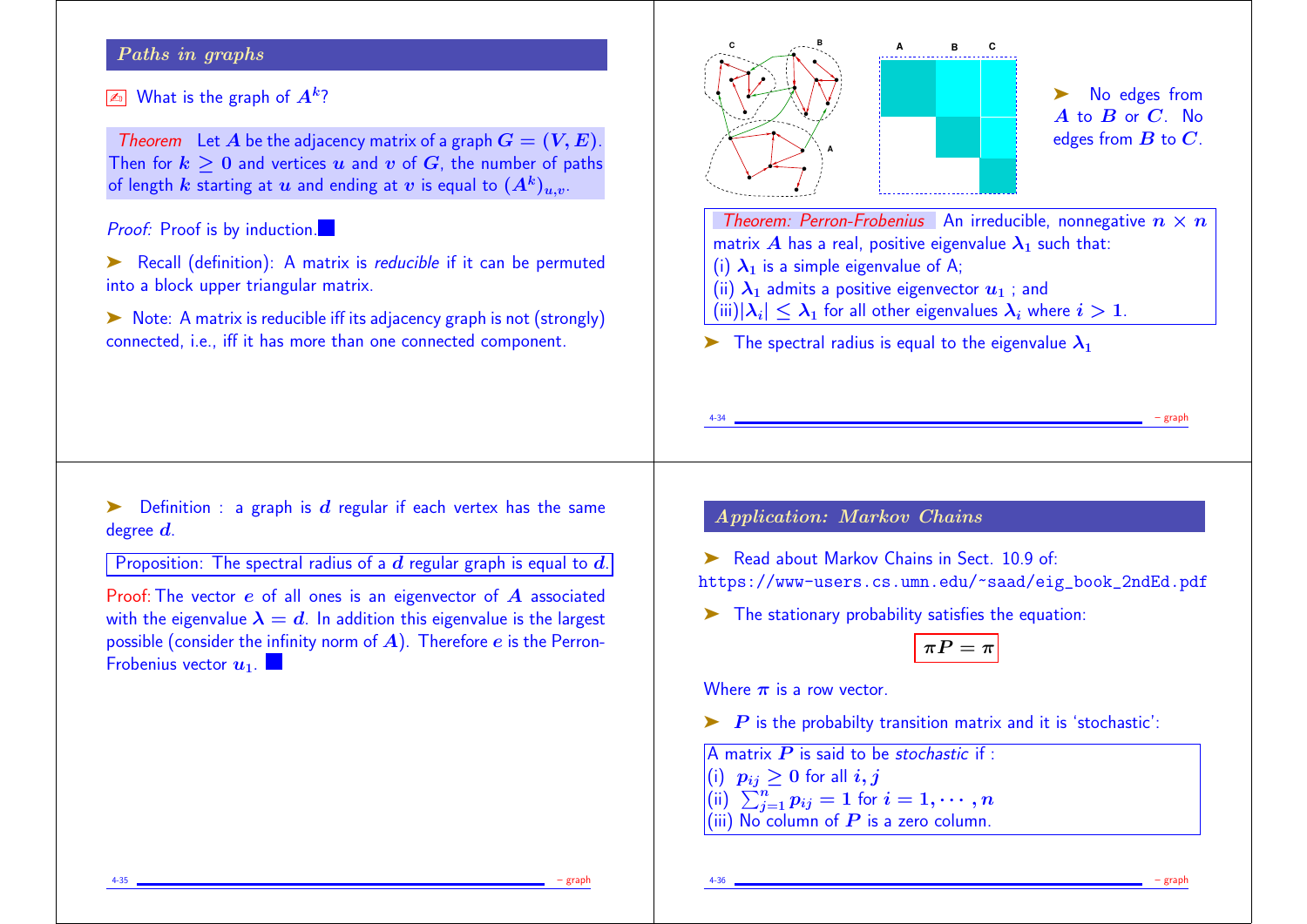## Paths in graphs

What is the graph of $A^k$?

**Theorem** Let $A$ be the adjacency matrix of a graph $G = (V, E)$. Then for $k \geq 0$ and vertices $u$ and $v$ of $G$, the number of paths of length $k$ starting at $u$ and ending at $v$ is equal to $(A^k)_{u,v}$.

*Proof:* Proof is by induction. ■

➤ Recall (definition): A matrix is *reducible* if it can be permuted into a block upper triangular matrix.

➤ Note: A matrix is reducible iff its adjacency graph is not (strongly) connected, i.e., iff it has more than one connected component.

➤ No edges from $A$ to $B$ or $C$. No edges from $B$ to $C$.

**Theorem: Perron-Frobenius** An irreducible, nonnegative $n \times n$ matrix $A$ has a real, positive eigenvalue $\lambda_1$ such that:
(i) $\lambda_1$ is a simple eigenvalue of A;
(ii) $\lambda_1$ admits a positive eigenvector $u_1$ ; and
(iii) $|\lambda_i| \leq \lambda_1$ for all other eigenvalues $\lambda_i$ where $i > 1$.

➤ The spectral radius is equal to the eigenvalue $\lambda_1$

➤ Definition : a graph is $d$ regular if each vertex has the same degree $d$.

Proposition: The spectral radius of a $d$ regular graph is equal to $d$.

Proof: The vector $e$ of all ones is an eigenvector of $A$ associated with the eigenvalue $\lambda = d$. In addition this eigenvalue is the largest possible (consider the infinity norm of $A$). Therefore $e$ is the Perron-Frobenius vector $u_1$. ■

## Application: Markov Chains

➤ Read about Markov Chains in Sect. 10.9 of:
https://www-users.cs.umn.edu/~saad/eig_book_2ndEd.pdf

➤ The stationary probability satisfies the equation:

$$\pi P = \pi$$

Where $\pi$ is a row vector.

➤ $P$ is the probabilty transition matrix and it is 'stochastic':

A matrix $P$ is said to be *stochastic* if :
(i) $p_{ij} \geq 0$ for all $i, j$
(ii) $\sum_{j=1}^{n} p_{ij} = 1$ for $i = 1, \cdots, n$
(iii) No column of $P$ is a zero column.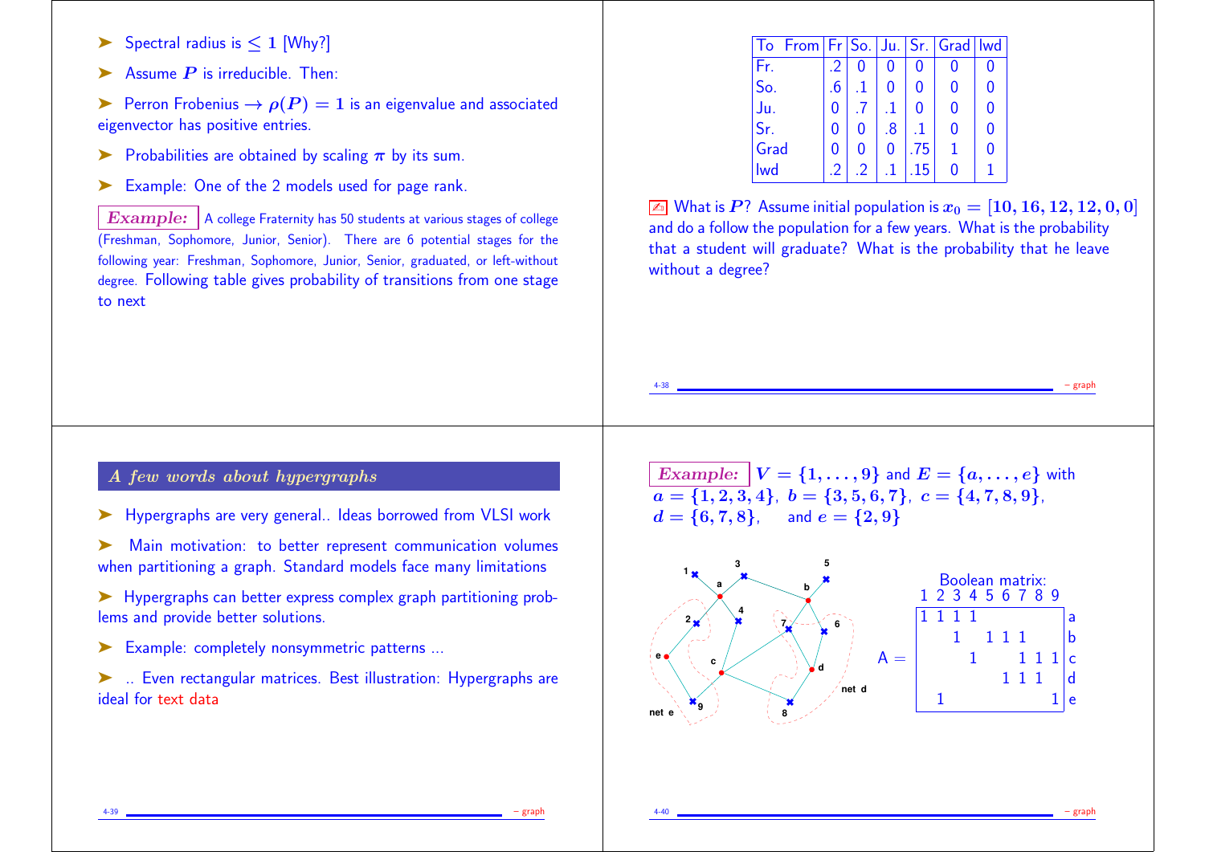- Spectral radius is $\leq 1$ [Why?]
- Assume $P$ is irreducible. Then:
- Perron Frobenius $\rightarrow \rho(P) = 1$ is an eigenvalue and associated eigenvector has positive entries.
- Probabilities are obtained by scaling $\pi$ by its sum.
- Example: One of the 2 models used for page rank.

***Example:*** A college Fraternity has 50 students at various stages of college (Freshman, Sophomore, Junior, Senior). There are 6 potential stages for the following year: Freshman, Sophomore, Junior, Senior, graduated, or left-without degree. Following table gives probability of transitions from one stage to next

| To From | Fr | So. | Ju. | Sr. | Grad | lwd |
|---|---|---|---|---|---|---|
| Fr. | .2 | 0 | 0 | 0 | 0 | 0 |
| So. | .6 | .1 | 0 | 0 | 0 | 0 |
| Ju. | 0 | .7 | .1 | 0 | 0 | 0 |
| Sr. | 0 | 0 | .8 | .1 | 0 | 0 |
| Grad | 0 | 0 | 0 | .75 | 1 | 0 |
| lwd | .2 | .2 | .1 | .15 | 0 | 1 |

What is $P$? Assume initial population is $x_0 = [10, 16, 12, 12, 0, 0]$ and do a follow the population for a few years. What is the probability that a student will graduate? What is the probability that he leave without a degree?

## *A few words about hypergraphs*

- Hypergraphs are very general.. Ideas borrowed from VLSI work
- Main motivation: to better represent communication volumes when partitioning a graph. Standard models face many limitations
- Hypergraphs can better express complex graph partitioning problems and provide better solutions.
- Example: completely nonsymmetric patterns ...
- .. Even rectangular matrices. Best illustration: Hypergraphs are ideal for text data

***Example:*** $V = \{1, \ldots, 9\}$ and $E = \{a, \ldots, e\}$ with $a = \{1, 2, 3, 4\}$, $b = \{3, 5, 6, 7\}$, $c = \{4, 7, 8, 9\}$, $d = \{6, 7, 8\}$, and $e = \{2, 9\}$

net e

net d

Boolean matrix:

$$A = \begin{array}{c} \begin{array}{ccccccccc} 1 & 2 & 3 & 4 & 5 & 6 & 7 & 8 & 9 \end{array} \\ \left[\begin{array}{ccccccccc} 1 & 1 & 1 & 1 & & & & & \\ & & 1 & & 1 & 1 & 1 & & \\ & & & 1 & & & 1 & 1 & 1 \\ & & & & & 1 & 1 & 1 & \\ & 1 & & & & & & & 1 \end{array}\right] \begin{array}{c} a \\ b \\ c \\ d \\ e \end{array} \end{array}$$